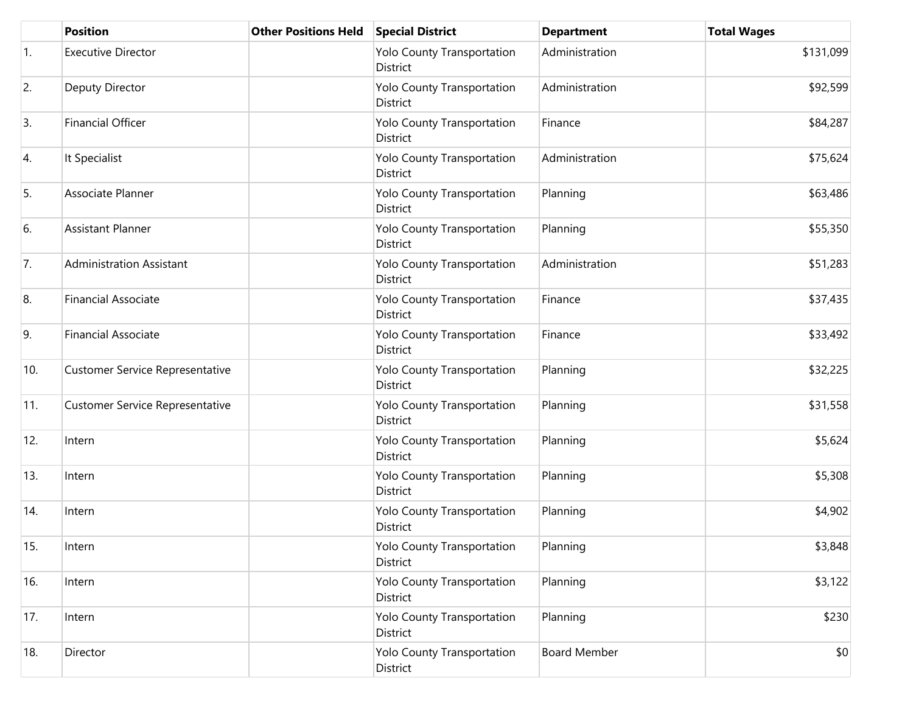| | Position | Other Positions Held | Special District | Department | Total Wages |
|---|---|---|---|---|---|
| 1. | Executive Director | | Yolo County Transportation District | Administration | $131,099 |
| 2. | Deputy Director | | Yolo County Transportation District | Administration | $92,599 |
| 3. | Financial Officer | | Yolo County Transportation District | Finance | $84,287 |
| 4. | It Specialist | | Yolo County Transportation District | Administration | $75,624 |
| 5. | Associate Planner | | Yolo County Transportation District | Planning | $63,486 |
| 6. | Assistant Planner | | Yolo County Transportation District | Planning | $55,350 |
| 7. | Administration Assistant | | Yolo County Transportation District | Administration | $51,283 |
| 8. | Financial Associate | | Yolo County Transportation District | Finance | $37,435 |
| 9. | Financial Associate | | Yolo County Transportation District | Finance | $33,492 |
| 10. | Customer Service Representative | | Yolo County Transportation District | Planning | $32,225 |
| 11. | Customer Service Representative | | Yolo County Transportation District | Planning | $31,558 |
| 12. | Intern | | Yolo County Transportation District | Planning | $5,624 |
| 13. | Intern | | Yolo County Transportation District | Planning | $5,308 |
| 14. | Intern | | Yolo County Transportation District | Planning | $4,902 |
| 15. | Intern | | Yolo County Transportation District | Planning | $3,848 |
| 16. | Intern | | Yolo County Transportation District | Planning | $3,122 |
| 17. | Intern | | Yolo County Transportation District | Planning | $230 |
| 18. | Director | | Yolo County Transportation District | Board Member | $0 |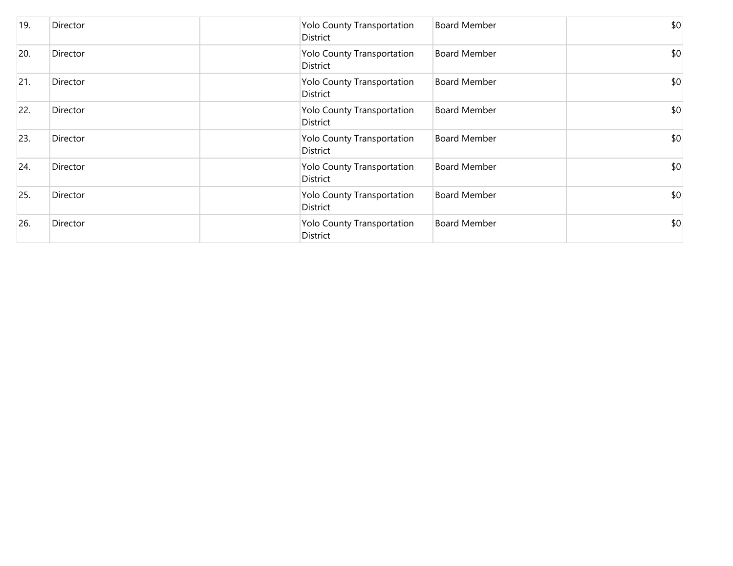| | | | | | |
|---|---|---|---|---|---|
| 19. | Director | | Yolo County Transportation District | Board Member | $0 |
| 20. | Director | | Yolo County Transportation District | Board Member | $0 |
| 21. | Director | | Yolo County Transportation District | Board Member | $0 |
| 22. | Director | | Yolo County Transportation District | Board Member | $0 |
| 23. | Director | | Yolo County Transportation District | Board Member | $0 |
| 24. | Director | | Yolo County Transportation District | Board Member | $0 |
| 25. | Director | | Yolo County Transportation District | Board Member | $0 |
| 26. | Director | | Yolo County Transportation District | Board Member | $0 |